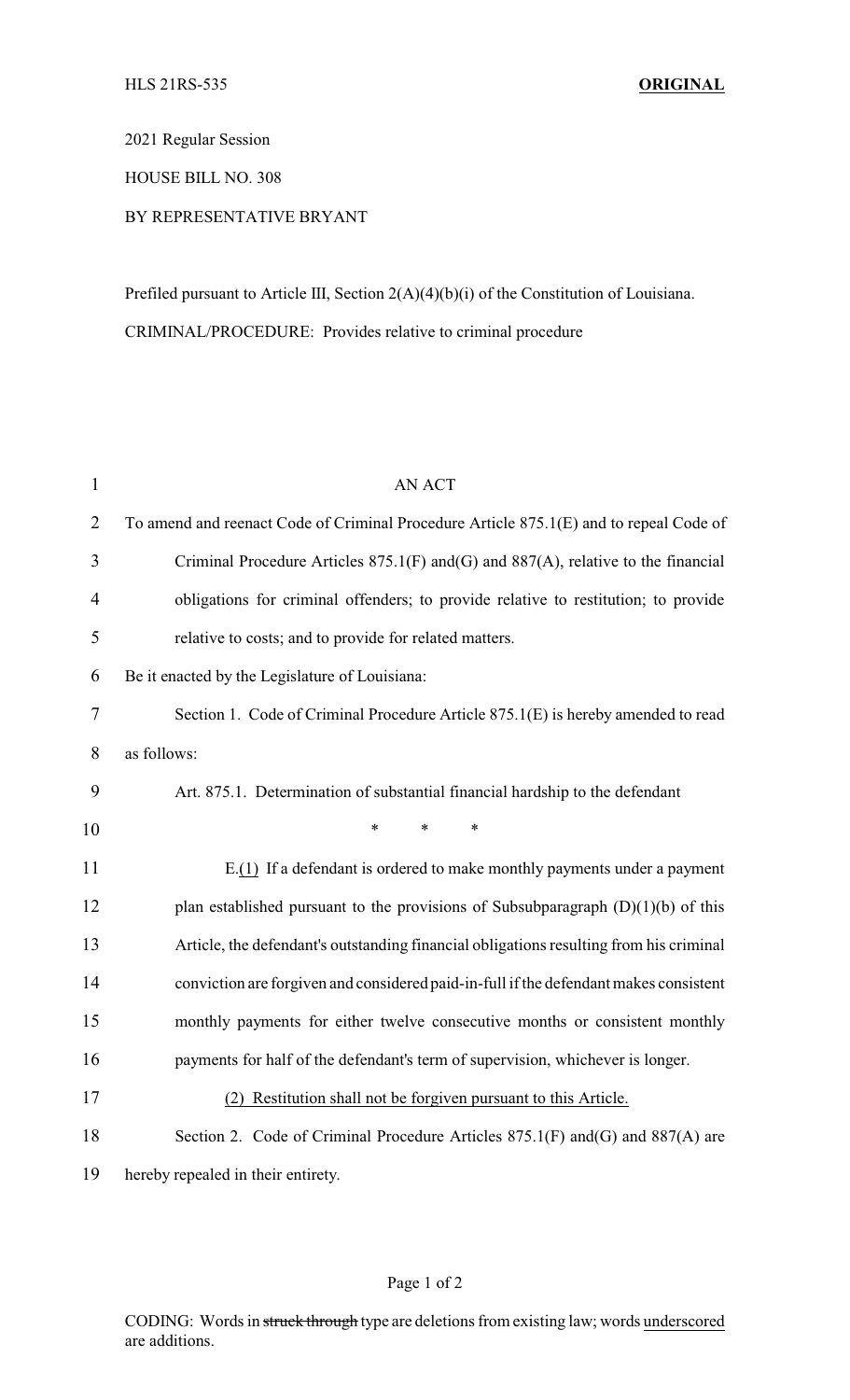HLS 21RS-535 **ORIGINAL**

2021 Regular Session

HOUSE BILL NO. 308

BY REPRESENTATIVE BRYANT

Prefiled pursuant to Article III, Section 2(A)(4)(b)(i) of the Constitution of Louisiana.

CRIMINAL/PROCEDURE: Provides relative to criminal procedure

AN ACT

To amend and reenact Code of Criminal Procedure Article 875.1(E) and to repeal Code of Criminal Procedure Articles 875.1(F) and(G) and 887(A), relative to the financial obligations for criminal offenders; to provide relative to restitution; to provide relative to costs; and to provide for related matters.

Be it enacted by the Legislature of Louisiana:

Section 1. Code of Criminal Procedure Article 875.1(E) is hereby amended to read as follows:

Art. 875.1. Determination of substantial financial hardship to the defendant

\* \* \*

E.(1) If a defendant is ordered to make monthly payments under a payment plan established pursuant to the provisions of Subsubparagraph (D)(1)(b) of this Article, the defendant's outstanding financial obligations resulting from his criminal conviction are forgiven and considered paid-in-full if the defendant makes consistent monthly payments for either twelve consecutive months or consistent monthly payments for half of the defendant's term of supervision, whichever is longer.

(2) Restitution shall not be forgiven pursuant to this Article.

Section 2. Code of Criminal Procedure Articles 875.1(F) and(G) and 887(A) are hereby repealed in their entirety.

CODING: Words in ~~struck through~~ type are deletions from existing law; words underscored are additions.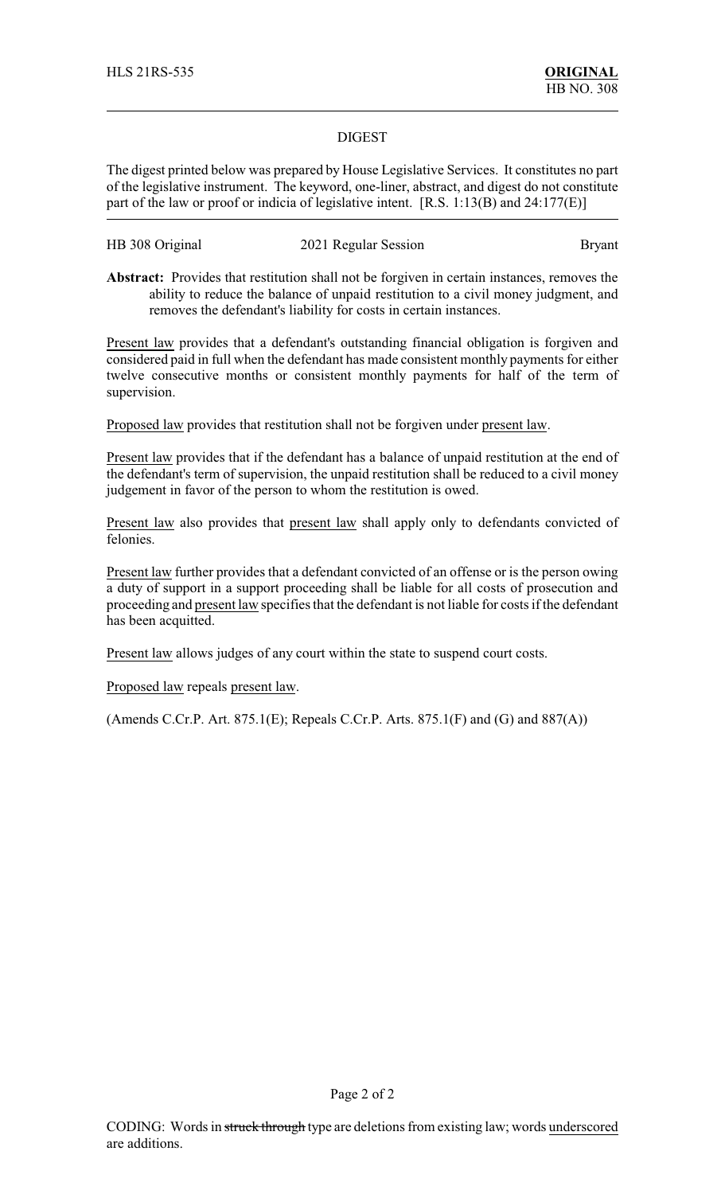HLS 21RS-535 **ORIGINAL**
HB NO. 308

## DIGEST

The digest printed below was prepared by House Legislative Services. It constitutes no part of the legislative instrument. The keyword, one-liner, abstract, and digest do not constitute part of the law or proof or indicia of legislative intent. [R.S. 1:13(B) and 24:177(E)]

HB 308 Original 2021 Regular Session Bryant

**Abstract:** Provides that restitution shall not be forgiven in certain instances, removes the ability to reduce the balance of unpaid restitution to a civil money judgment, and removes the defendant's liability for costs in certain instances.

Present law provides that a defendant's outstanding financial obligation is forgiven and considered paid in full when the defendant has made consistent monthly payments for either twelve consecutive months or consistent monthly payments for half of the term of supervision.

Proposed law provides that restitution shall not be forgiven under present law.

Present law provides that if the defendant has a balance of unpaid restitution at the end of the defendant's term of supervision, the unpaid restitution shall be reduced to a civil money judgement in favor of the person to whom the restitution is owed.

Present law also provides that present law shall apply only to defendants convicted of felonies.

Present law further provides that a defendant convicted of an offense or is the person owing a duty of support in a support proceeding shall be liable for all costs of prosecution and proceeding and present law specifies that the defendant is not liable for costs if the defendant has been acquitted.

Present law allows judges of any court within the state to suspend court costs.

Proposed law repeals present law.

(Amends C.Cr.P. Art. 875.1(E); Repeals C.Cr.P. Arts. 875.1(F) and (G) and 887(A))

CODING: Words in ~~struck through~~ type are deletions from existing law; words underscored are additions.